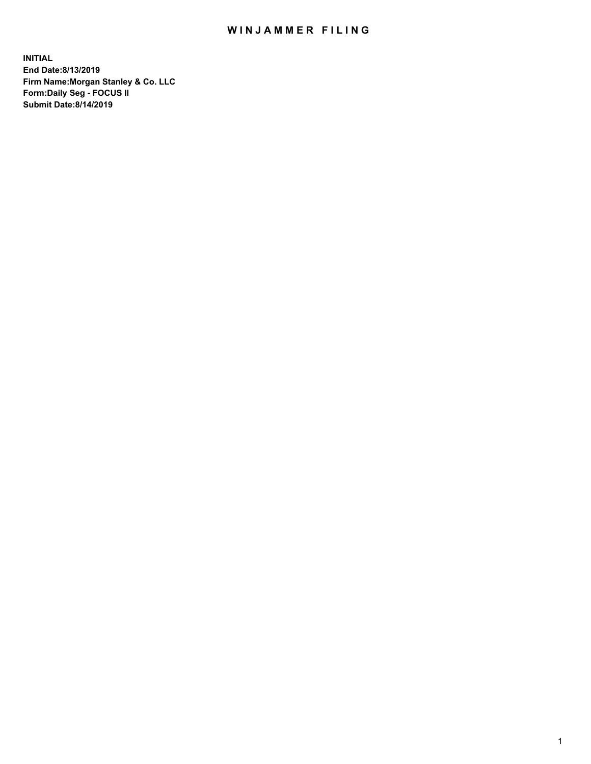# WINJAMMER FILING

**INITIAL**
**End Date:8/13/2019**
**Firm Name:Morgan Stanley & Co. LLC**
**Form:Daily Seg - FOCUS II**
**Submit Date:8/14/2019**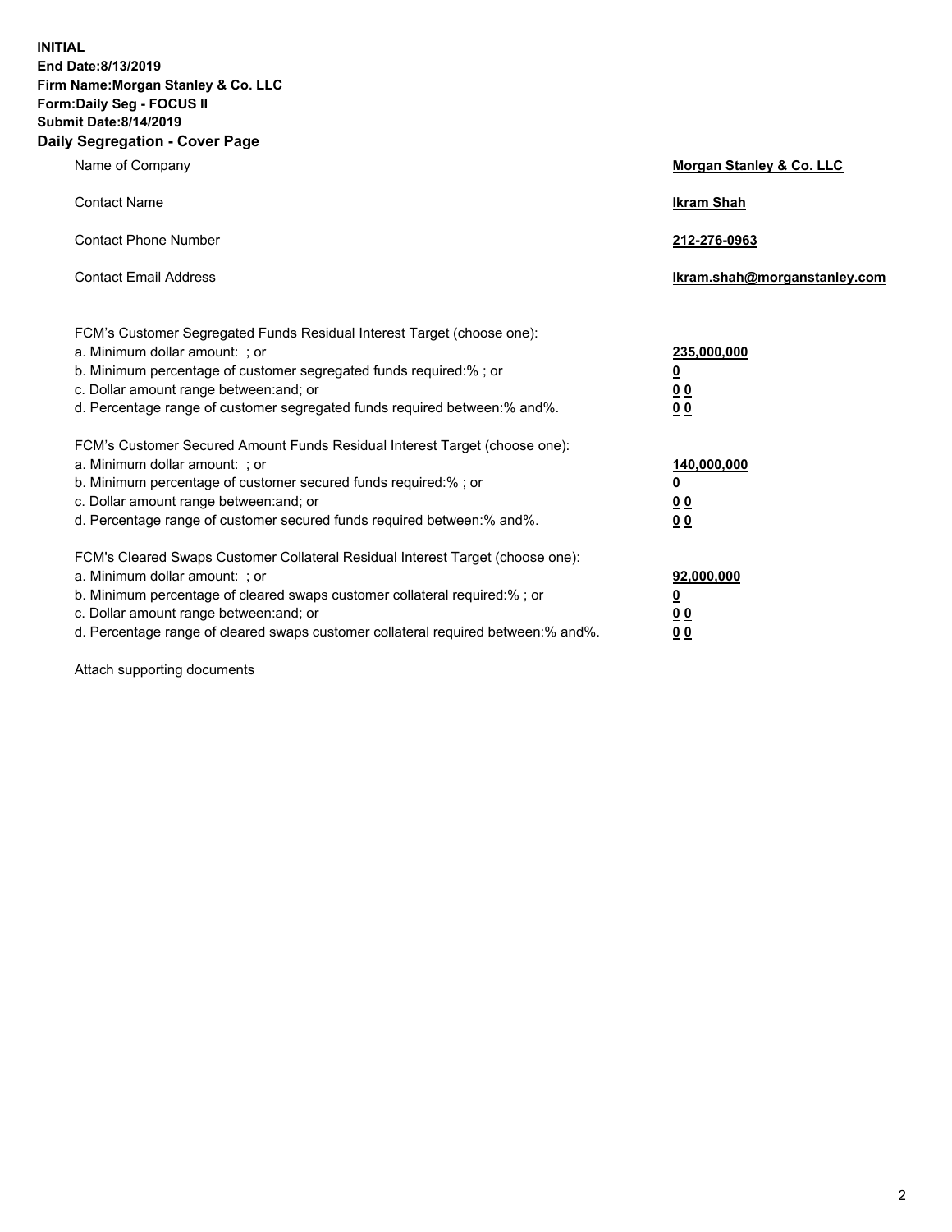**INITIAL**
**End Date:8/13/2019**
**Firm Name:Morgan Stanley & Co. LLC**
**Form:Daily Seg - FOCUS II**
**Submit Date:8/14/2019**
**Daily Segregation - Cover Page**

| | |
|---|---|
| Name of Company | **Morgan Stanley & Co. LLC** |
| Contact Name | **Ikram Shah** |
| Contact Phone Number | **212-276-0963** |
| Contact Email Address | **Ikram.shah@morganstanley.com** |

| | |
|---|---|
| FCM's Customer Segregated Funds Residual Interest Target (choose one): | |
| a. Minimum dollar amount: ; or | **235,000,000** |
| b. Minimum percentage of customer segregated funds required:% ; or | **0** |
| c. Dollar amount range between:and; or | **0 0** |
| d. Percentage range of customer segregated funds required between:% and%. | **0 0** |
| FCM's Customer Secured Amount Funds Residual Interest Target (choose one): | |
| a. Minimum dollar amount: ; or | **140,000,000** |
| b. Minimum percentage of customer secured funds required:% ; or | **0** |
| c. Dollar amount range between:and; or | **0 0** |
| d. Percentage range of customer secured funds required between:% and%. | **0 0** |
| FCM's Cleared Swaps Customer Collateral Residual Interest Target (choose one): | |
| a. Minimum dollar amount: ; or | **92,000,000** |
| b. Minimum percentage of cleared swaps customer collateral required:% ; or | **0** |
| c. Dollar amount range between:and; or | **0 0** |
| d. Percentage range of cleared swaps customer collateral required between:% and%. | **0 0** |

Attach supporting documents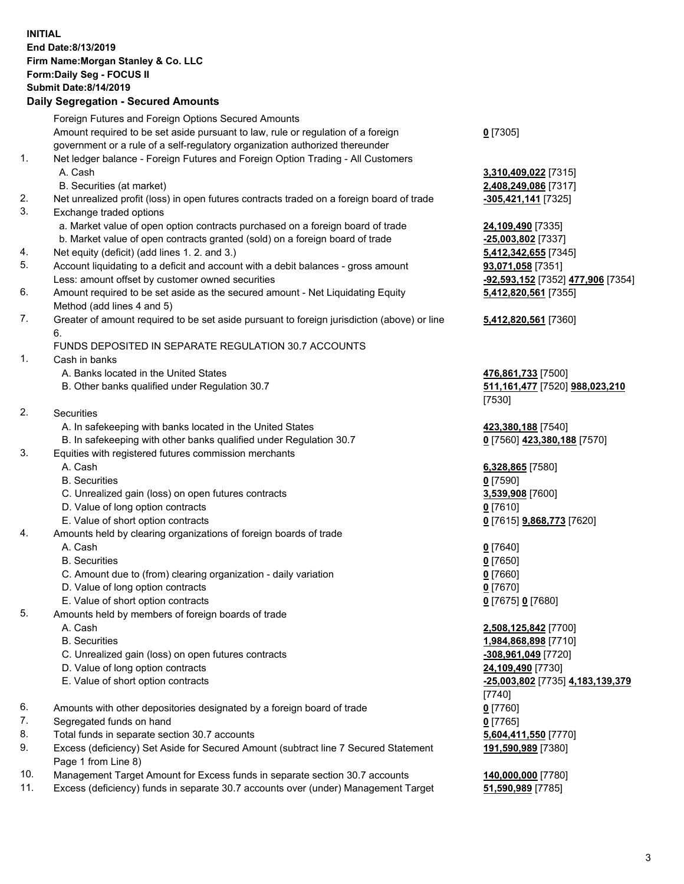**INITIAL**
**End Date:8/13/2019**
**Firm Name:Morgan Stanley & Co. LLC**
**Form:Daily Seg - FOCUS II**
**Submit Date:8/14/2019**

## Daily Segregation - Secured Amounts

| | | |
|---|---|---|
| | Foreign Futures and Foreign Options Secured Amounts | |
| | Amount required to be set aside pursuant to law, rule or regulation of a foreign government or a rule of a self-regulatory organization authorized thereunder | **0** [7305] |
| 1. | Net ledger balance - Foreign Futures and Foreign Option Trading - All Customers | |
| | A. Cash | **3,310,409,022** [7315] |
| | B. Securities (at market) | **2,408,249,086** [7317] |
| 2. | Net unrealized profit (loss) in open futures contracts traded on a foreign board of trade | **-305,421,141** [7325] |
| 3. | Exchange traded options | |
| | a. Market value of open option contracts purchased on a foreign board of trade | **24,109,490** [7335] |
| | b. Market value of open contracts granted (sold) on a foreign board of trade | **-25,003,802** [7337] |
| 4. | Net equity (deficit) (add lines 1. 2. and 3.) | **5,412,342,655** [7345] |
| 5. | Account liquidating to a deficit and account with a debit balances - gross amount | **93,071,058** [7351] |
| | Less: amount offset by customer owned securities | **-92,593,152** [7352] **477,906** [7354] |
| 6. | Amount required to be set aside as the secured amount - Net Liquidating Equity Method (add lines 4 and 5) | **5,412,820,561** [7355] |
| 7. | Greater of amount required to be set aside pursuant to foreign jurisdiction (above) or line 6. | **5,412,820,561** [7360] |
| | FUNDS DEPOSITED IN SEPARATE REGULATION 30.7 ACCOUNTS | |
| 1. | Cash in banks | |
| | A. Banks located in the United States | **476,861,733** [7500] |
| | B. Other banks qualified under Regulation 30.7 | **511,161,477** [7520] **988,023,210** [7530] |
| 2. | Securities | |
| | A. In safekeeping with banks located in the United States | **423,380,188** [7540] |
| | B. In safekeeping with other banks qualified under Regulation 30.7 | **0** [7560] **423,380,188** [7570] |
| 3. | Equities with registered futures commission merchants | |
| | A. Cash | **6,328,865** [7580] |
| | B. Securities | **0** [7590] |
| | C. Unrealized gain (loss) on open futures contracts | **3,539,908** [7600] |
| | D. Value of long option contracts | **0** [7610] |
| | E. Value of short option contracts | **0** [7615] **9,868,773** [7620] |
| 4. | Amounts held by clearing organizations of foreign boards of trade | |
| | A. Cash | **0** [7640] |
| | B. Securities | **0** [7650] |
| | C. Amount due to (from) clearing organization - daily variation | **0** [7660] |
| | D. Value of long option contracts | **0** [7670] |
| | E. Value of short option contracts | **0** [7675] **0** [7680] |
| 5. | Amounts held by members of foreign boards of trade | |
| | A. Cash | **2,508,125,842** [7700] |
| | B. Securities | **1,984,868,898** [7710] |
| | C. Unrealized gain (loss) on open futures contracts | **-308,961,049** [7720] |
| | D. Value of long option contracts | **24,109,490** [7730] |
| | E. Value of short option contracts | **-25,003,802** [7735] **4,183,139,379** [7740] |
| 6. | Amounts with other depositories designated by a foreign board of trade | **0** [7760] |
| 7. | Segregated funds on hand | **0** [7765] |
| 8. | Total funds in separate section 30.7 accounts | **5,604,411,550** [7770] |
| 9. | Excess (deficiency) Set Aside for Secured Amount (subtract line 7 Secured Statement Page 1 from Line 8) | **191,590,989** [7380] |
| 10. | Management Target Amount for Excess funds in separate section 30.7 accounts | **140,000,000** [7780] |
| 11. | Excess (deficiency) funds in separate 30.7 accounts over (under) Management Target | **51,590,989** [7785] |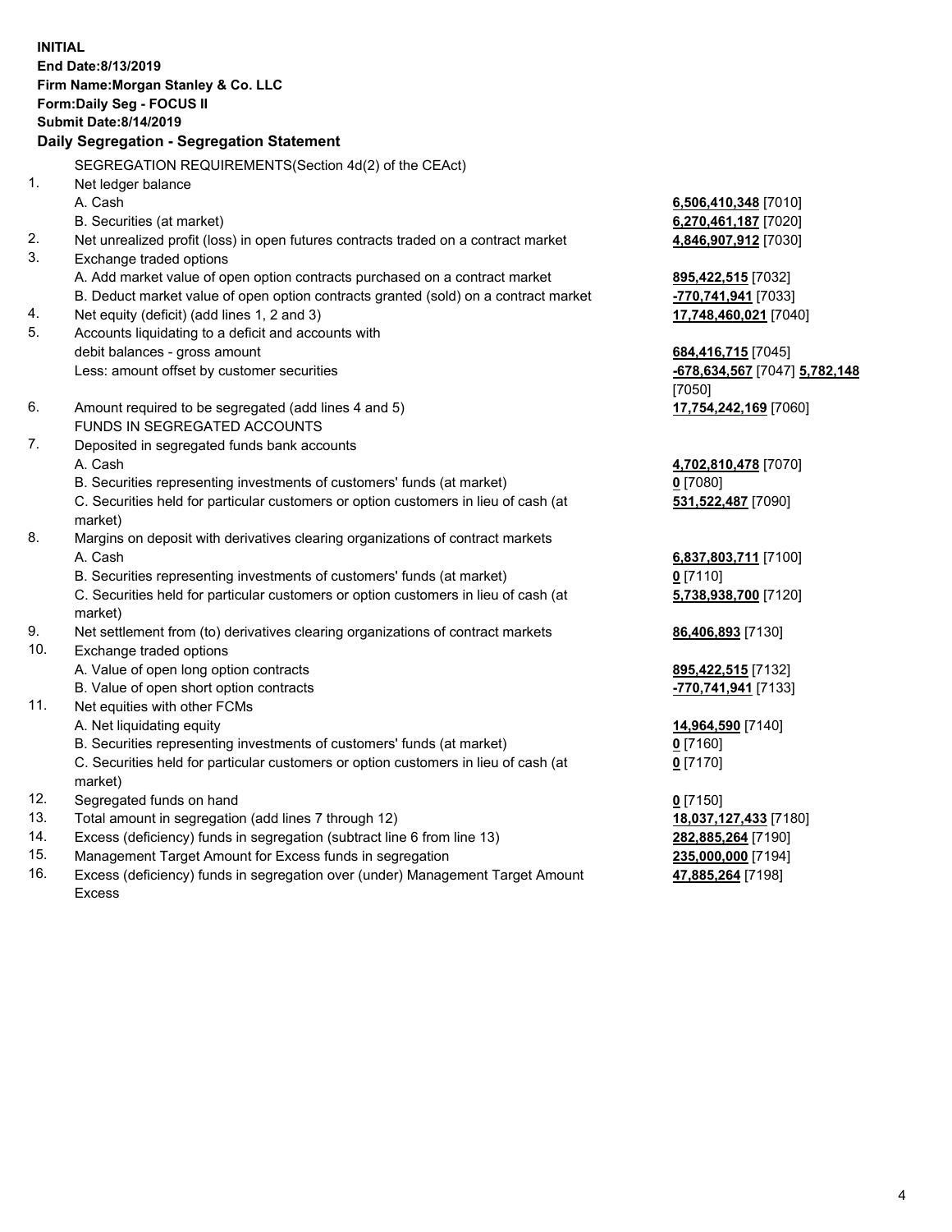**INITIAL**
**End Date:8/13/2019**
**Firm Name:Morgan Stanley & Co. LLC**
**Form:Daily Seg - FOCUS II**
**Submit Date:8/14/2019**

**Daily Segregation - Segregation Statement**

SEGREGATION REQUIREMENTS(Section 4d(2) of the CEAct)

| | | |
|---|---|---|
| 1. | Net ledger balance | |
| | A. Cash | **6,506,410,348** [7010] |
| | B. Securities (at market) | **6,270,461,187** [7020] |
| 2. | Net unrealized profit (loss) in open futures contracts traded on a contract market | **4,846,907,912** [7030] |
| 3. | Exchange traded options | |
| | A. Add market value of open option contracts purchased on a contract market | **895,422,515** [7032] |
| | B. Deduct market value of open option contracts granted (sold) on a contract market | **-770,741,941** [7033] |
| 4. | Net equity (deficit) (add lines 1, 2 and 3) | **17,748,460,021** [7040] |
| 5. | Accounts liquidating to a deficit and accounts with debit balances - gross amount | **684,416,715** [7045] |
| | Less: amount offset by customer securities | **-678,634,567** [7047] **5,782,148** [7050] |
| 6. | Amount required to be segregated (add lines 4 and 5) | **17,754,242,169** [7060] |
| | FUNDS IN SEGREGATED ACCOUNTS | |
| 7. | Deposited in segregated funds bank accounts | |
| | A. Cash | **4,702,810,478** [7070] |
| | B. Securities representing investments of customers' funds (at market) | **0** [7080] |
| | C. Securities held for particular customers or option customers in lieu of cash (at market) | **531,522,487** [7090] |
| 8. | Margins on deposit with derivatives clearing organizations of contract markets | |
| | A. Cash | **6,837,803,711** [7100] |
| | B. Securities representing investments of customers' funds (at market) | **0** [7110] |
| | C. Securities held for particular customers or option customers in lieu of cash (at market) | **5,738,938,700** [7120] |
| 9. | Net settlement from (to) derivatives clearing organizations of contract markets | **86,406,893** [7130] |
| 10. | Exchange traded options | |
| | A. Value of open long option contracts | **895,422,515** [7132] |
| | B. Value of open short option contracts | **-770,741,941** [7133] |
| 11. | Net equities with other FCMs | |
| | A. Net liquidating equity | **14,964,590** [7140] |
| | B. Securities representing investments of customers' funds (at market) | **0** [7160] |
| | C. Securities held for particular customers or option customers in lieu of cash (at market) | **0** [7170] |
| 12. | Segregated funds on hand | **0** [7150] |
| 13. | Total amount in segregation (add lines 7 through 12) | **18,037,127,433** [7180] |
| 14. | Excess (deficiency) funds in segregation (subtract line 6 from line 13) | **282,885,264** [7190] |
| 15. | Management Target Amount for Excess funds in segregation | **235,000,000** [7194] |
| 16. | Excess (deficiency) funds in segregation over (under) Management Target Amount Excess | **47,885,264** [7198] |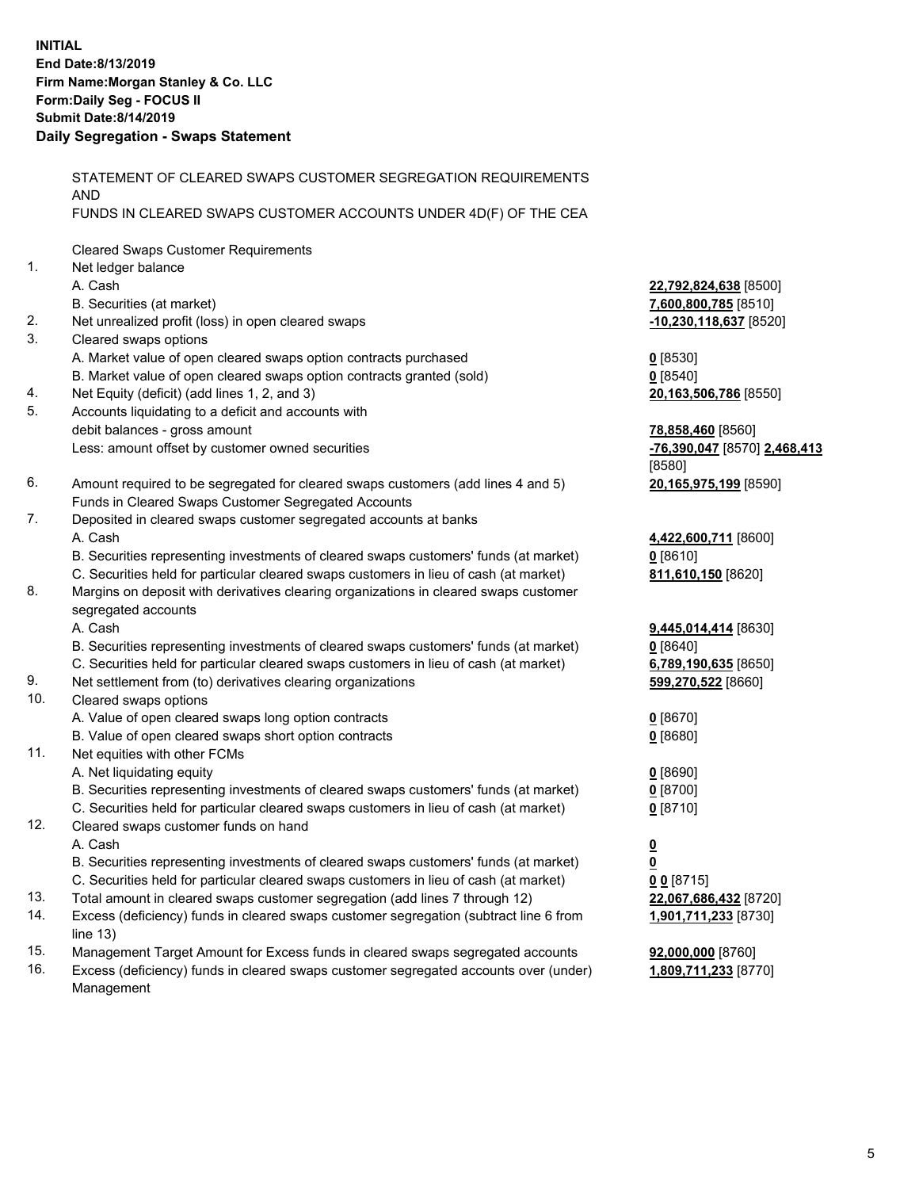**INITIAL**
**End Date:8/13/2019**
**Firm Name:Morgan Stanley & Co. LLC**
**Form:Daily Seg - FOCUS II**
**Submit Date:8/14/2019**
**Daily Segregation - Swaps Statement**

STATEMENT OF CLEARED SWAPS CUSTOMER SEGREGATION REQUIREMENTS AND FUNDS IN CLEARED SWAPS CUSTOMER ACCOUNTS UNDER 4D(F) OF THE CEA

| | | |
|---|---|---|
| | Cleared Swaps Customer Requirements | |
| 1. | Net ledger balance | |
| | A. Cash | **22,792,824,638** [8500] |
| | B. Securities (at market) | **7,600,800,785** [8510] |
| 2. | Net unrealized profit (loss) in open cleared swaps | **-10,230,118,637** [8520] |
| 3. | Cleared swaps options | |
| | A. Market value of open cleared swaps option contracts purchased | **0** [8530] |
| | B. Market value of open cleared swaps option contracts granted (sold) | **0** [8540] |
| 4. | Net Equity (deficit) (add lines 1, 2, and 3) | **20,163,506,786** [8550] |
| 5. | Accounts liquidating to a deficit and accounts with debit balances - gross amount | **78,858,460** [8560] |
| | Less: amount offset by customer owned securities | **-76,390,047** [8570] **2,468,413** [8580] |
| 6. | Amount required to be segregated for cleared swaps customers (add lines 4 and 5) | **20,165,975,199** [8590] |
| | Funds in Cleared Swaps Customer Segregated Accounts | |
| 7. | Deposited in cleared swaps customer segregated accounts at banks | |
| | A. Cash | **4,422,600,711** [8600] |
| | B. Securities representing investments of cleared swaps customers' funds (at market) | **0** [8610] |
| | C. Securities held for particular cleared swaps customers in lieu of cash (at market) | **811,610,150** [8620] |
| 8. | Margins on deposit with derivatives clearing organizations in cleared swaps customer segregated accounts | |
| | A. Cash | **9,445,014,414** [8630] |
| | B. Securities representing investments of cleared swaps customers' funds (at market) | **0** [8640] |
| | C. Securities held for particular cleared swaps customers in lieu of cash (at market) | **6,789,190,635** [8650] |
| 9. | Net settlement from (to) derivatives clearing organizations | **599,270,522** [8660] |
| 10. | Cleared swaps options | |
| | A. Value of open cleared swaps long option contracts | **0** [8670] |
| | B. Value of open cleared swaps short option contracts | **0** [8680] |
| 11. | Net equities with other FCMs | |
| | A. Net liquidating equity | **0** [8690] |
| | B. Securities representing investments of cleared swaps customers' funds (at market) | **0** [8700] |
| | C. Securities held for particular cleared swaps customers in lieu of cash (at market) | **0** [8710] |
| 12. | Cleared swaps customer funds on hand | |
| | A. Cash | **0** |
| | B. Securities representing investments of cleared swaps customers' funds (at market) | **0** |
| | C. Securities held for particular cleared swaps customers in lieu of cash (at market) | **0** **0** [8715] |
| 13. | Total amount in cleared swaps customer segregation (add lines 7 through 12) | **22,067,686,432** [8720] |
| 14. | Excess (deficiency) funds in cleared swaps customer segregation (subtract line 6 from line 13) | **1,901,711,233** [8730] |
| 15. | Management Target Amount for Excess funds in cleared swaps segregated accounts | **92,000,000** [8760] |
| 16. | Excess (deficiency) funds in cleared swaps customer segregated accounts over (under) Management | **1,809,711,233** [8770] |